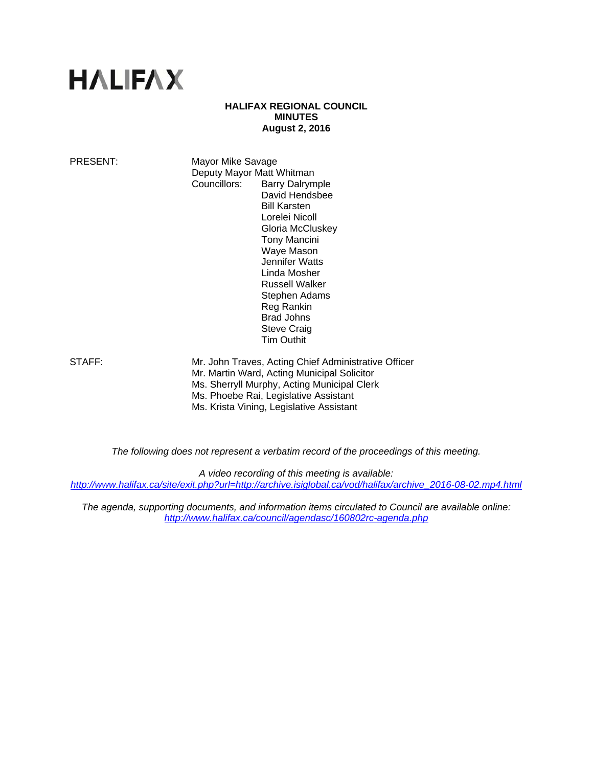# HALIFAX

**HALIFAX REGIONAL COUNCIL**
**MINUTES**
**August 2, 2016**

PRESENT: Mayor Mike Savage
Deputy Mayor Matt Whitman
Councillors: Barry Dalrymple
David Hendsbee
Bill Karsten
Lorelei Nicoll
Gloria McCluskey
Tony Mancini
Waye Mason
Jennifer Watts
Linda Mosher
Russell Walker
Stephen Adams
Reg Rankin
Brad Johns
Steve Craig
Tim Outhit

STAFF: Mr. John Traves, Acting Chief Administrative Officer
Mr. Martin Ward, Acting Municipal Solicitor
Ms. Sherryll Murphy, Acting Municipal Clerk
Ms. Phoebe Rai, Legislative Assistant
Ms. Krista Vining, Legislative Assistant

*The following does not represent a verbatim record of the proceedings of this meeting.*

*A video recording of this meeting is available:*
*http://www.halifax.ca/site/exit.php?url=http://archive.isiglobal.ca/vod/halifax/archive_2016-08-02.mp4.html*

*The agenda, supporting documents, and information items circulated to Council are available online:*
*http://www.halifax.ca/council/agendasc/160802rc-agenda.php*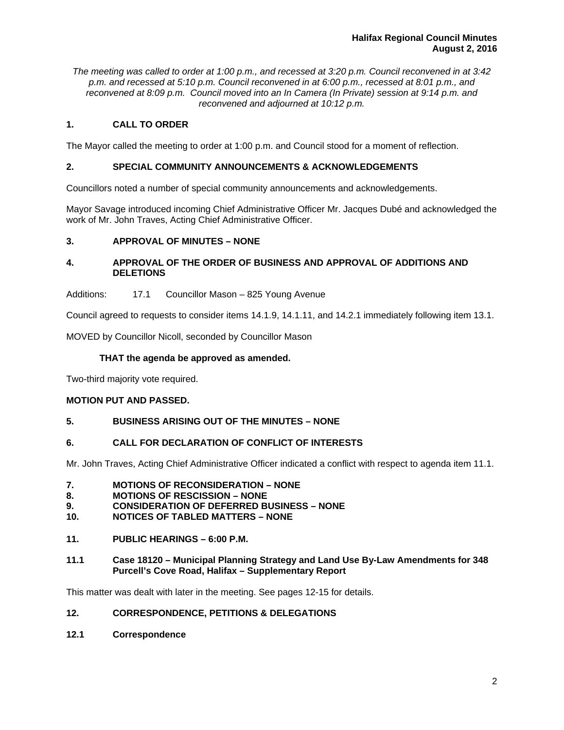*The meeting was called to order at 1:00 p.m., and recessed at 3:20 p.m. Council reconvened in at 3:42 p.m. and recessed at 5:10 p.m. Council reconvened in at 6:00 p.m., recessed at 8:01 p.m., and reconvened at 8:09 p.m. Council moved into an In Camera (In Private) session at 9:14 p.m. and reconvened and adjourned at 10:12 p.m.*

## 1. CALL TO ORDER

The Mayor called the meeting to order at 1:00 p.m. and Council stood for a moment of reflection.

## 2. SPECIAL COMMUNITY ANNOUNCEMENTS & ACKNOWLEDGEMENTS

Councillors noted a number of special community announcements and acknowledgements.

Mayor Savage introduced incoming Chief Administrative Officer Mr. Jacques Dubé and acknowledged the work of Mr. John Traves, Acting Chief Administrative Officer.

## 3. APPROVAL OF MINUTES – NONE

## 4. APPROVAL OF THE ORDER OF BUSINESS AND APPROVAL OF ADDITIONS AND DELETIONS

Additions: 17.1 Councillor Mason – 825 Young Avenue

Council agreed to requests to consider items 14.1.9, 14.1.11, and 14.2.1 immediately following item 13.1.

MOVED by Councillor Nicoll, seconded by Councillor Mason

**THAT the agenda be approved as amended.**

Two-third majority vote required.

**MOTION PUT AND PASSED.**

## 5. BUSINESS ARISING OUT OF THE MINUTES – NONE

## 6. CALL FOR DECLARATION OF CONFLICT OF INTERESTS

Mr. John Traves, Acting Chief Administrative Officer indicated a conflict with respect to agenda item 11.1.

## 7. MOTIONS OF RECONSIDERATION – NONE
## 8. MOTIONS OF RESCISSION – NONE
## 9. CONSIDERATION OF DEFERRED BUSINESS – NONE
## 10. NOTICES OF TABLED MATTERS – NONE

## 11. PUBLIC HEARINGS – 6:00 P.M.

### 11.1 Case 18120 – Municipal Planning Strategy and Land Use By-Law Amendments for 348 Purcell's Cove Road, Halifax – Supplementary Report

This matter was dealt with later in the meeting. See pages 12-15 for details.

## 12. CORRESPONDENCE, PETITIONS & DELEGATIONS

### 12.1 Correspondence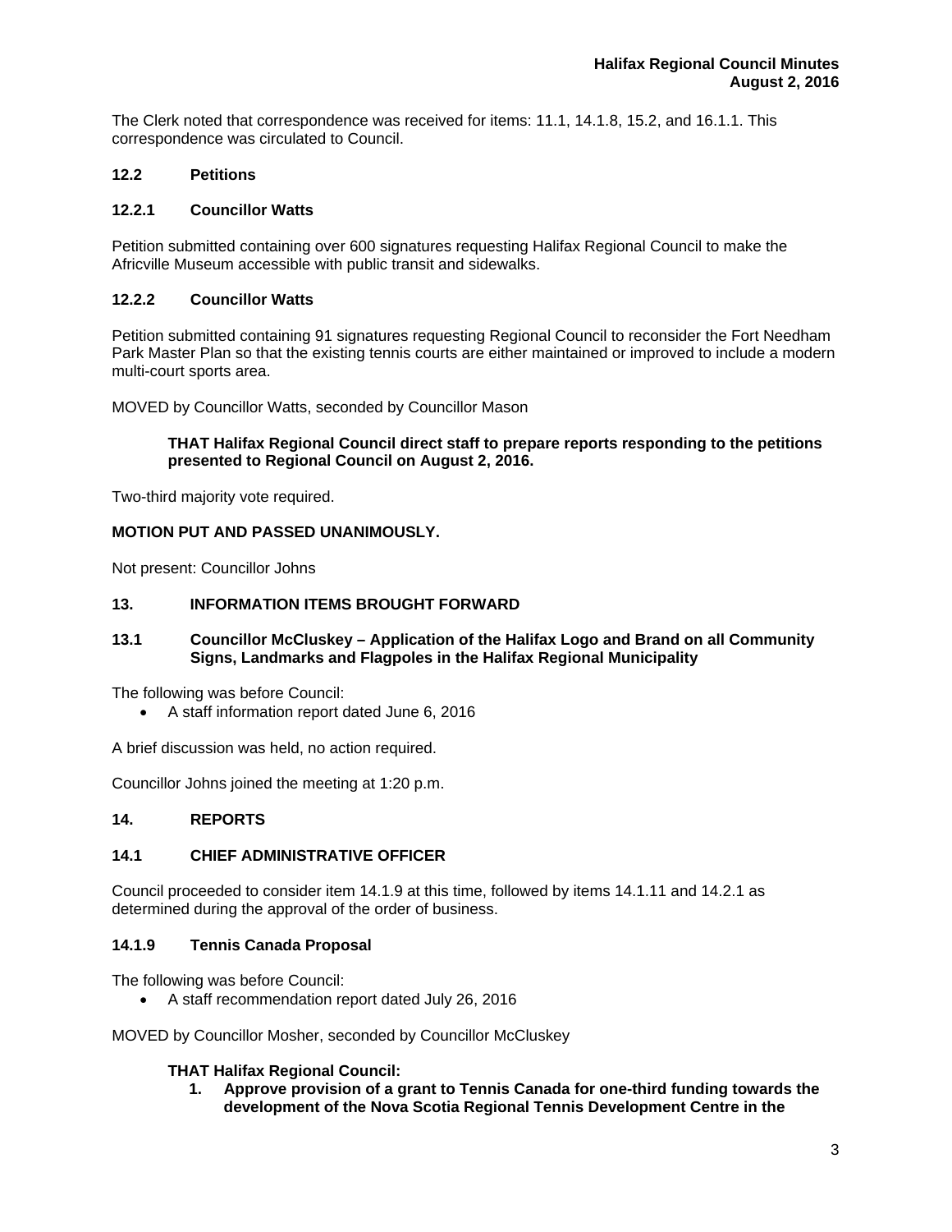The Clerk noted that correspondence was received for items: 11.1, 14.1.8, 15.2, and 16.1.1. This correspondence was circulated to Council.

### 12.2 Petitions

### 12.2.1 Councillor Watts

Petition submitted containing over 600 signatures requesting Halifax Regional Council to make the Africville Museum accessible with public transit and sidewalks.

### 12.2.2 Councillor Watts

Petition submitted containing 91 signatures requesting Regional Council to reconsider the Fort Needham Park Master Plan so that the existing tennis courts are either maintained or improved to include a modern multi-court sports area.

MOVED by Councillor Watts, seconded by Councillor Mason

> **THAT Halifax Regional Council direct staff to prepare reports responding to the petitions presented to Regional Council on August 2, 2016.**

Two-third majority vote required.

**MOTION PUT AND PASSED UNANIMOUSLY.**

Not present: Councillor Johns

## 13. INFORMATION ITEMS BROUGHT FORWARD

### 13.1 Councillor McCluskey – Application of the Halifax Logo and Brand on all Community Signs, Landmarks and Flagpoles in the Halifax Regional Municipality

The following was before Council:

- A staff information report dated June 6, 2016

A brief discussion was held, no action required.

Councillor Johns joined the meeting at 1:20 p.m.

## 14. REPORTS

### 14.1 CHIEF ADMINISTRATIVE OFFICER

Council proceeded to consider item 14.1.9 at this time, followed by items 14.1.11 and 14.2.1 as determined during the approval of the order of business.

### 14.1.9 Tennis Canada Proposal

The following was before Council:

- A staff recommendation report dated July 26, 2016

MOVED by Councillor Mosher, seconded by Councillor McCluskey

> **THAT Halifax Regional Council:**
>
> 1. **Approve provision of a grant to Tennis Canada for one-third funding towards the development of the Nova Scotia Regional Tennis Development Centre in the**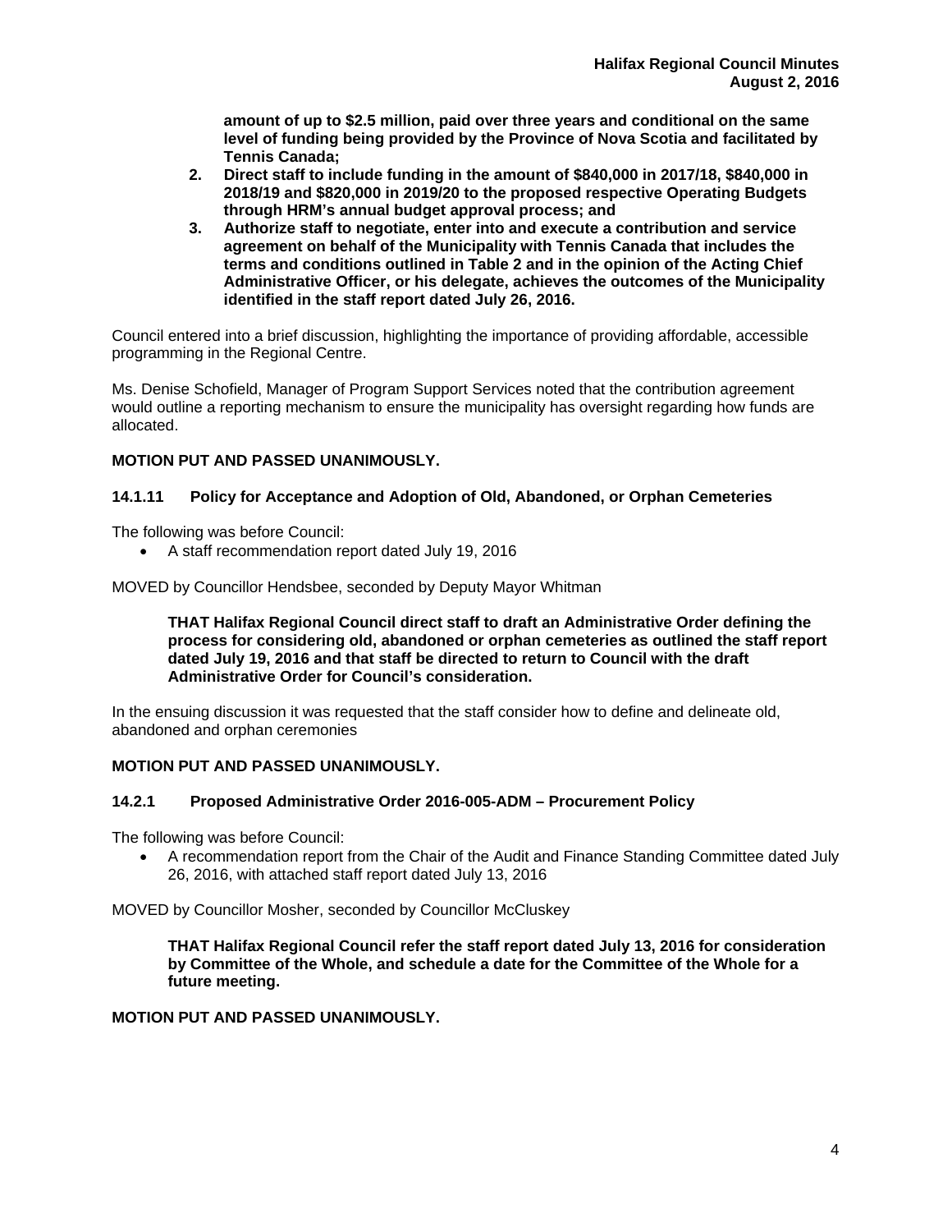**amount of up to $2.5 million, paid over three years and conditional on the same level of funding being provided by the Province of Nova Scotia and facilitated by Tennis Canada;**

2. **Direct staff to include funding in the amount of $840,000 in 2017/18, $840,000 in 2018/19 and $820,000 in 2019/20 to the proposed respective Operating Budgets through HRM's annual budget approval process; and**
3. **Authorize staff to negotiate, enter into and execute a contribution and service agreement on behalf of the Municipality with Tennis Canada that includes the terms and conditions outlined in Table 2 and in the opinion of the Acting Chief Administrative Officer, or his delegate, achieves the outcomes of the Municipality identified in the staff report dated July 26, 2016.**

Council entered into a brief discussion, highlighting the importance of providing affordable, accessible programming in the Regional Centre.

Ms. Denise Schofield, Manager of Program Support Services noted that the contribution agreement would outline a reporting mechanism to ensure the municipality has oversight regarding how funds are allocated.

**MOTION PUT AND PASSED UNANIMOUSLY.**

### 14.1.11 Policy for Acceptance and Adoption of Old, Abandoned, or Orphan Cemeteries

The following was before Council:

- A staff recommendation report dated July 19, 2016

MOVED by Councillor Hendsbee, seconded by Deputy Mayor Whitman

**THAT Halifax Regional Council direct staff to draft an Administrative Order defining the process for considering old, abandoned or orphan cemeteries as outlined the staff report dated July 19, 2016 and that staff be directed to return to Council with the draft Administrative Order for Council's consideration.**

In the ensuing discussion it was requested that the staff consider how to define and delineate old, abandoned and orphan ceremonies

**MOTION PUT AND PASSED UNANIMOUSLY.**

### 14.2.1 Proposed Administrative Order 2016-005-ADM – Procurement Policy

The following was before Council:

- A recommendation report from the Chair of the Audit and Finance Standing Committee dated July 26, 2016, with attached staff report dated July 13, 2016

MOVED by Councillor Mosher, seconded by Councillor McCluskey

**THAT Halifax Regional Council refer the staff report dated July 13, 2016 for consideration by Committee of the Whole, and schedule a date for the Committee of the Whole for a future meeting.**

**MOTION PUT AND PASSED UNANIMOUSLY.**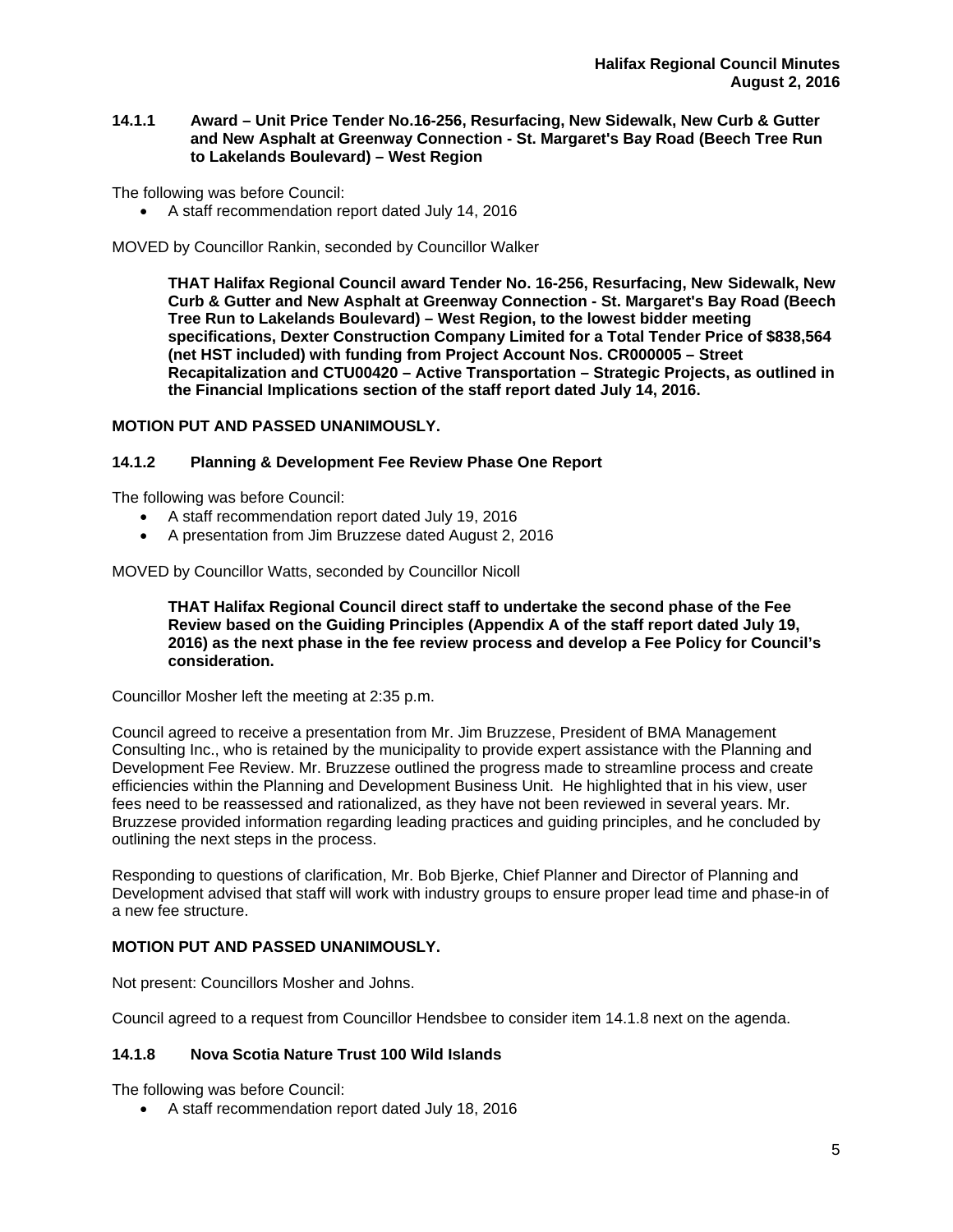### 14.1.1 Award – Unit Price Tender No.16-256, Resurfacing, New Sidewalk, New Curb & Gutter and New Asphalt at Greenway Connection - St. Margaret's Bay Road (Beech Tree Run to Lakelands Boulevard) – West Region

The following was before Council:

- A staff recommendation report dated July 14, 2016

MOVED by Councillor Rankin, seconded by Councillor Walker

**THAT Halifax Regional Council award Tender No. 16-256, Resurfacing, New Sidewalk, New Curb & Gutter and New Asphalt at Greenway Connection - St. Margaret's Bay Road (Beech Tree Run to Lakelands Boulevard) – West Region, to the lowest bidder meeting specifications, Dexter Construction Company Limited for a Total Tender Price of $838,564 (net HST included) with funding from Project Account Nos. CR000005 – Street Recapitalization and CTU00420 – Active Transportation – Strategic Projects, as outlined in the Financial Implications section of the staff report dated July 14, 2016.**

**MOTION PUT AND PASSED UNANIMOUSLY.**

### 14.1.2 Planning & Development Fee Review Phase One Report

The following was before Council:

- A staff recommendation report dated July 19, 2016
- A presentation from Jim Bruzzese dated August 2, 2016

MOVED by Councillor Watts, seconded by Councillor Nicoll

**THAT Halifax Regional Council direct staff to undertake the second phase of the Fee Review based on the Guiding Principles (Appendix A of the staff report dated July 19, 2016) as the next phase in the fee review process and develop a Fee Policy for Council's consideration.**

Councillor Mosher left the meeting at 2:35 p.m.

Council agreed to receive a presentation from Mr. Jim Bruzzese, President of BMA Management Consulting Inc., who is retained by the municipality to provide expert assistance with the Planning and Development Fee Review. Mr. Bruzzese outlined the progress made to streamline process and create efficiencies within the Planning and Development Business Unit. He highlighted that in his view, user fees need to be reassessed and rationalized, as they have not been reviewed in several years. Mr. Bruzzese provided information regarding leading practices and guiding principles, and he concluded by outlining the next steps in the process.

Responding to questions of clarification, Mr. Bob Bjerke, Chief Planner and Director of Planning and Development advised that staff will work with industry groups to ensure proper lead time and phase-in of a new fee structure.

**MOTION PUT AND PASSED UNANIMOUSLY.**

Not present: Councillors Mosher and Johns.

Council agreed to a request from Councillor Hendsbee to consider item 14.1.8 next on the agenda.

### 14.1.8 Nova Scotia Nature Trust 100 Wild Islands

The following was before Council:

- A staff recommendation report dated July 18, 2016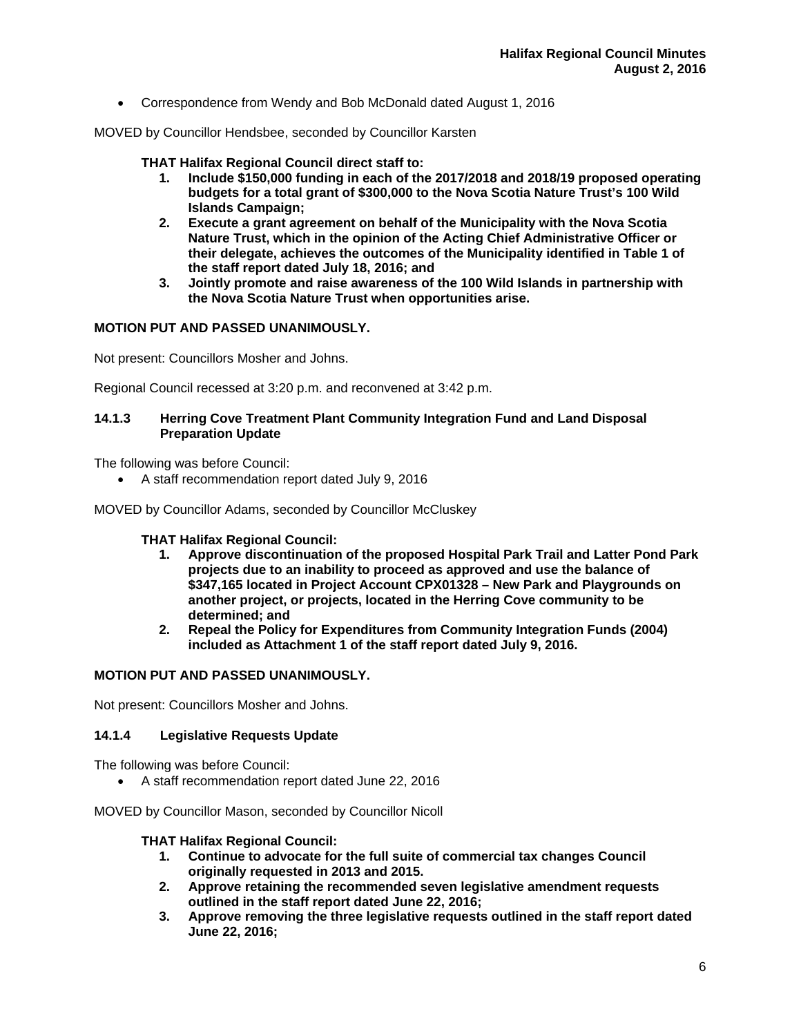- Correspondence from Wendy and Bob McDonald dated August 1, 2016

MOVED by Councillor Hendsbee, seconded by Councillor Karsten

**THAT Halifax Regional Council direct staff to:**

1. **Include $150,000 funding in each of the 2017/2018 and 2018/19 proposed operating budgets for a total grant of $300,000 to the Nova Scotia Nature Trust's 100 Wild Islands Campaign;**
2. **Execute a grant agreement on behalf of the Municipality with the Nova Scotia Nature Trust, which in the opinion of the Acting Chief Administrative Officer or their delegate, achieves the outcomes of the Municipality identified in Table 1 of the staff report dated July 18, 2016; and**
3. **Jointly promote and raise awareness of the 100 Wild Islands in partnership with the Nova Scotia Nature Trust when opportunities arise.**

**MOTION PUT AND PASSED UNANIMOUSLY.**

Not present: Councillors Mosher and Johns.

Regional Council recessed at 3:20 p.m. and reconvened at 3:42 p.m.

### 14.1.3 Herring Cove Treatment Plant Community Integration Fund and Land Disposal Preparation Update

The following was before Council:

- A staff recommendation report dated July 9, 2016

MOVED by Councillor Adams, seconded by Councillor McCluskey

**THAT Halifax Regional Council:**

1. **Approve discontinuation of the proposed Hospital Park Trail and Latter Pond Park projects due to an inability to proceed as approved and use the balance of $347,165 located in Project Account CPX01328 – New Park and Playgrounds on another project, or projects, located in the Herring Cove community to be determined; and**
2. **Repeal the Policy for Expenditures from Community Integration Funds (2004) included as Attachment 1 of the staff report dated July 9, 2016.**

**MOTION PUT AND PASSED UNANIMOUSLY.**

Not present: Councillors Mosher and Johns.

### 14.1.4 Legislative Requests Update

The following was before Council:

- A staff recommendation report dated June 22, 2016

MOVED by Councillor Mason, seconded by Councillor Nicoll

**THAT Halifax Regional Council:**

1. **Continue to advocate for the full suite of commercial tax changes Council originally requested in 2013 and 2015.**
2. **Approve retaining the recommended seven legislative amendment requests outlined in the staff report dated June 22, 2016;**
3. **Approve removing the three legislative requests outlined in the staff report dated June 22, 2016;**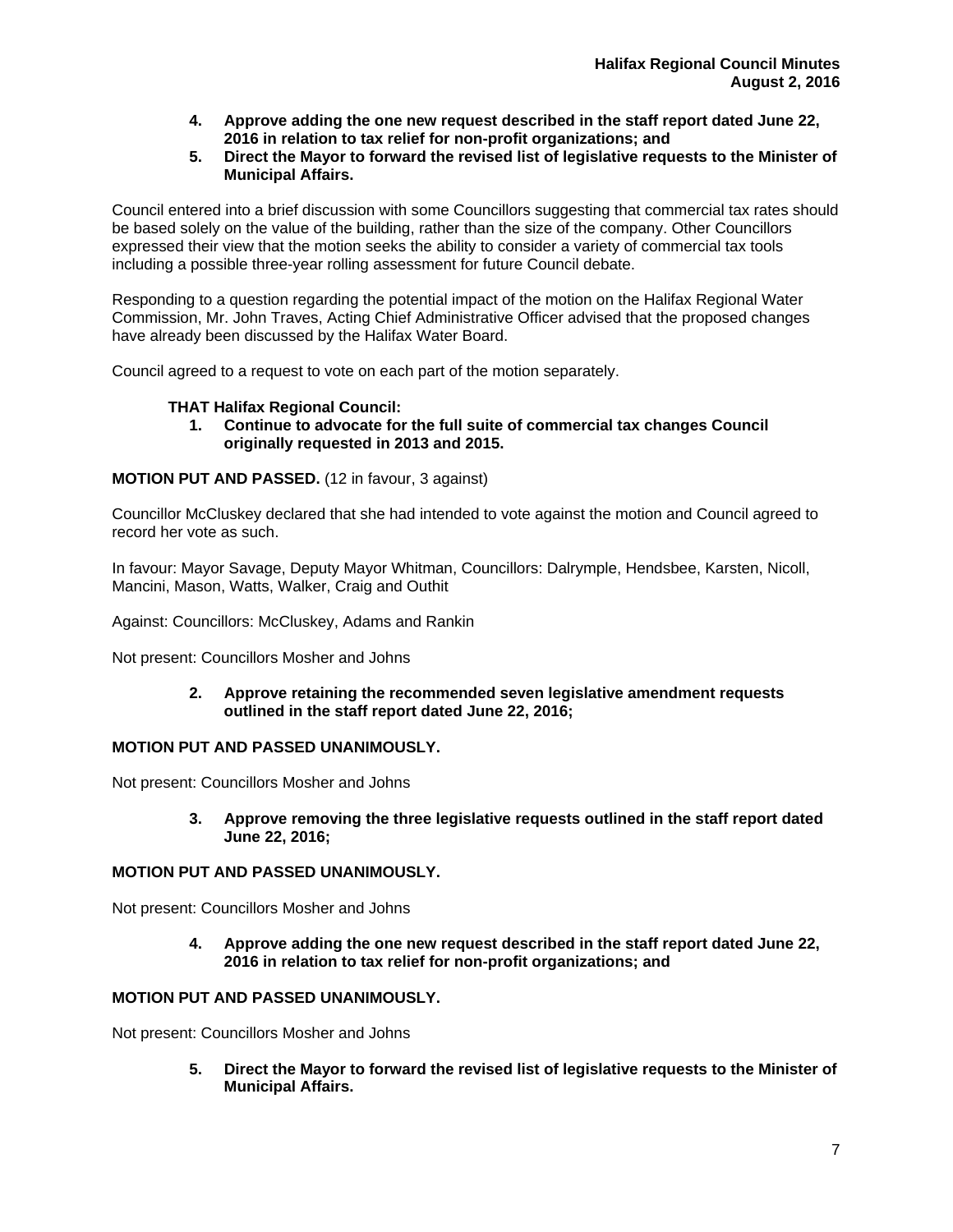4. **Approve adding the one new request described in the staff report dated June 22, 2016 in relation to tax relief for non-profit organizations; and**
5. **Direct the Mayor to forward the revised list of legislative requests to the Minister of Municipal Affairs.**

Council entered into a brief discussion with some Councillors suggesting that commercial tax rates should be based solely on the value of the building, rather than the size of the company. Other Councillors expressed their view that the motion seeks the ability to consider a variety of commercial tax tools including a possible three-year rolling assessment for future Council debate.

Responding to a question regarding the potential impact of the motion on the Halifax Regional Water Commission, Mr. John Traves, Acting Chief Administrative Officer advised that the proposed changes have already been discussed by the Halifax Water Board.

Council agreed to a request to vote on each part of the motion separately.

**THAT Halifax Regional Council:**

1. **Continue to advocate for the full suite of commercial tax changes Council originally requested in 2013 and 2015.**

**MOTION PUT AND PASSED.** (12 in favour, 3 against)

Councillor McCluskey declared that she had intended to vote against the motion and Council agreed to record her vote as such.

In favour: Mayor Savage, Deputy Mayor Whitman, Councillors: Dalrymple, Hendsbee, Karsten, Nicoll, Mancini, Mason, Watts, Walker, Craig and Outhit

Against: Councillors: McCluskey, Adams and Rankin

Not present: Councillors Mosher and Johns

2. **Approve retaining the recommended seven legislative amendment requests outlined in the staff report dated June 22, 2016;**

**MOTION PUT AND PASSED UNANIMOUSLY.**

Not present: Councillors Mosher and Johns

3. **Approve removing the three legislative requests outlined in the staff report dated June 22, 2016;**

**MOTION PUT AND PASSED UNANIMOUSLY.**

Not present: Councillors Mosher and Johns

4. **Approve adding the one new request described in the staff report dated June 22, 2016 in relation to tax relief for non-profit organizations; and**

**MOTION PUT AND PASSED UNANIMOUSLY.**

Not present: Councillors Mosher and Johns

5. **Direct the Mayor to forward the revised list of legislative requests to the Minister of Municipal Affairs.**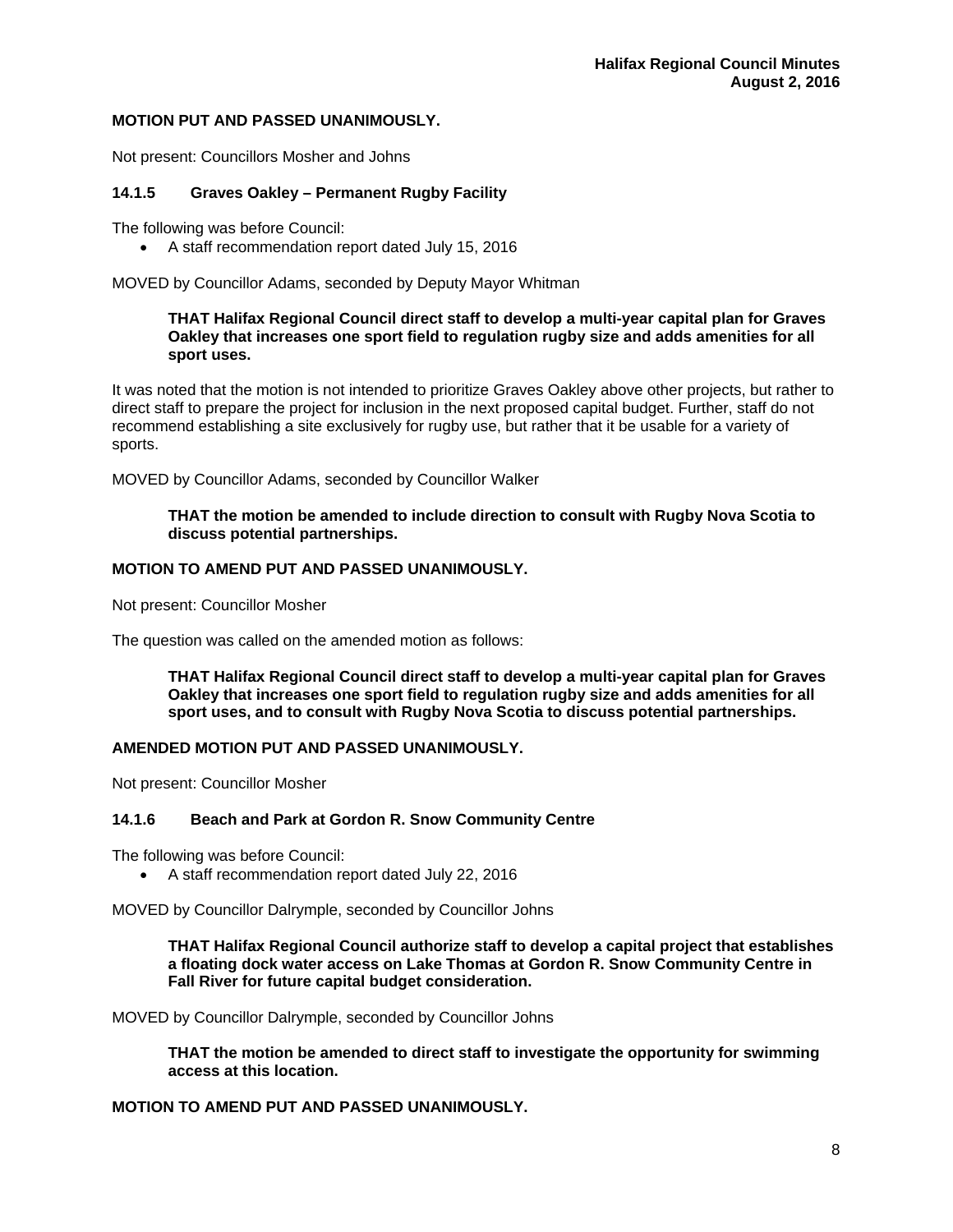**MOTION PUT AND PASSED UNANIMOUSLY.**

Not present: Councillors Mosher and Johns

### 14.1.5 Graves Oakley – Permanent Rugby Facility

The following was before Council:

- A staff recommendation report dated July 15, 2016

MOVED by Councillor Adams, seconded by Deputy Mayor Whitman

> **THAT Halifax Regional Council direct staff to develop a multi-year capital plan for Graves Oakley that increases one sport field to regulation rugby size and adds amenities for all sport uses.**

It was noted that the motion is not intended to prioritize Graves Oakley above other projects, but rather to direct staff to prepare the project for inclusion in the next proposed capital budget. Further, staff do not recommend establishing a site exclusively for rugby use, but rather that it be usable for a variety of sports.

MOVED by Councillor Adams, seconded by Councillor Walker

> **THAT the motion be amended to include direction to consult with Rugby Nova Scotia to discuss potential partnerships.**

**MOTION TO AMEND PUT AND PASSED UNANIMOUSLY.**

Not present: Councillor Mosher

The question was called on the amended motion as follows:

> **THAT Halifax Regional Council direct staff to develop a multi-year capital plan for Graves Oakley that increases one sport field to regulation rugby size and adds amenities for all sport uses, and to consult with Rugby Nova Scotia to discuss potential partnerships.**

**AMENDED MOTION PUT AND PASSED UNANIMOUSLY.**

Not present: Councillor Mosher

### 14.1.6 Beach and Park at Gordon R. Snow Community Centre

The following was before Council:

- A staff recommendation report dated July 22, 2016

MOVED by Councillor Dalrymple, seconded by Councillor Johns

> **THAT Halifax Regional Council authorize staff to develop a capital project that establishes a floating dock water access on Lake Thomas at Gordon R. Snow Community Centre in Fall River for future capital budget consideration.**

MOVED by Councillor Dalrymple, seconded by Councillor Johns

> **THAT the motion be amended to direct staff to investigate the opportunity for swimming access at this location.**

**MOTION TO AMEND PUT AND PASSED UNANIMOUSLY.**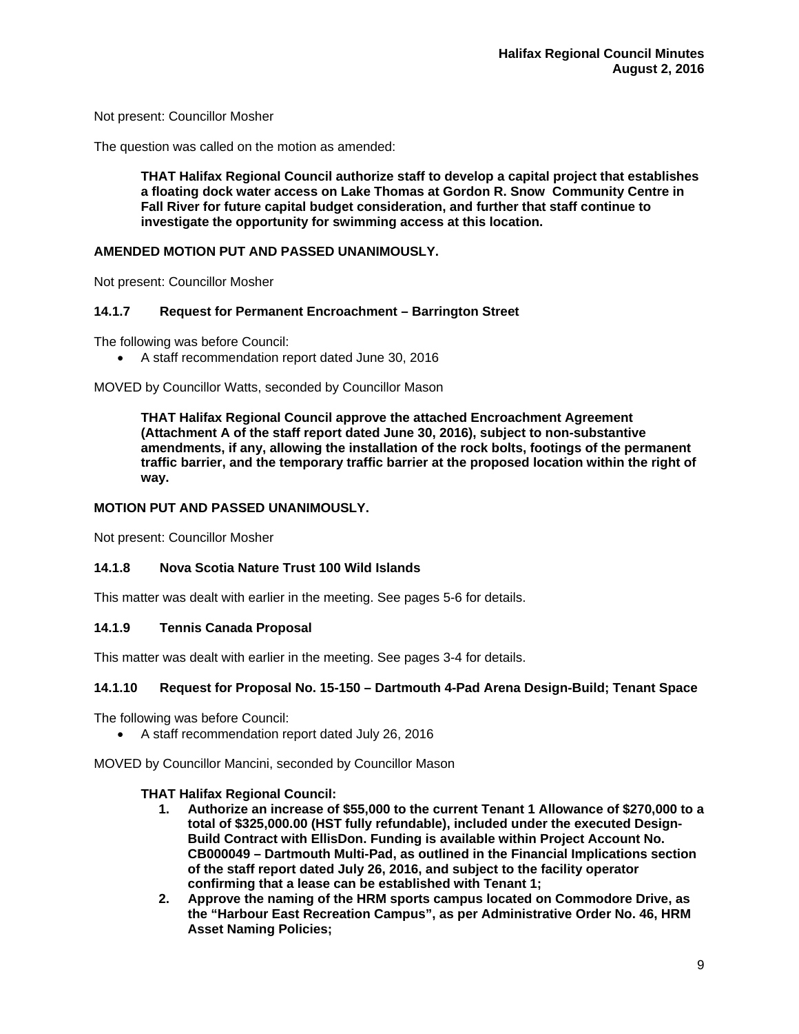Not present: Councillor Mosher

The question was called on the motion as amended:

> **THAT Halifax Regional Council authorize staff to develop a capital project that establishes a floating dock water access on Lake Thomas at Gordon R. Snow Community Centre in Fall River for future capital budget consideration, and further that staff continue to investigate the opportunity for swimming access at this location.**

**AMENDED MOTION PUT AND PASSED UNANIMOUSLY.**

Not present: Councillor Mosher

### 14.1.7 Request for Permanent Encroachment – Barrington Street

The following was before Council:

- A staff recommendation report dated June 30, 2016

MOVED by Councillor Watts, seconded by Councillor Mason

> **THAT Halifax Regional Council approve the attached Encroachment Agreement (Attachment A of the staff report dated June 30, 2016), subject to non-substantive amendments, if any, allowing the installation of the rock bolts, footings of the permanent traffic barrier, and the temporary traffic barrier at the proposed location within the right of way.**

**MOTION PUT AND PASSED UNANIMOUSLY.**

Not present: Councillor Mosher

### 14.1.8 Nova Scotia Nature Trust 100 Wild Islands

This matter was dealt with earlier in the meeting. See pages 5-6 for details.

### 14.1.9 Tennis Canada Proposal

This matter was dealt with earlier in the meeting. See pages 3-4 for details.

### 14.1.10 Request for Proposal No. 15-150 – Dartmouth 4-Pad Arena Design-Build; Tenant Space

The following was before Council:

- A staff recommendation report dated July 26, 2016

MOVED by Councillor Mancini, seconded by Councillor Mason

**THAT Halifax Regional Council:**

1. **Authorize an increase of $55,000 to the current Tenant 1 Allowance of $270,000 to a total of $325,000.00 (HST fully refundable), included under the executed Design-Build Contract with EllisDon. Funding is available within Project Account No. CB000049 – Dartmouth Multi-Pad, as outlined in the Financial Implications section of the staff report dated July 26, 2016, and subject to the facility operator confirming that a lease can be established with Tenant 1;**
2. **Approve the naming of the HRM sports campus located on Commodore Drive, as the "Harbour East Recreation Campus", as per Administrative Order No. 46, HRM Asset Naming Policies;**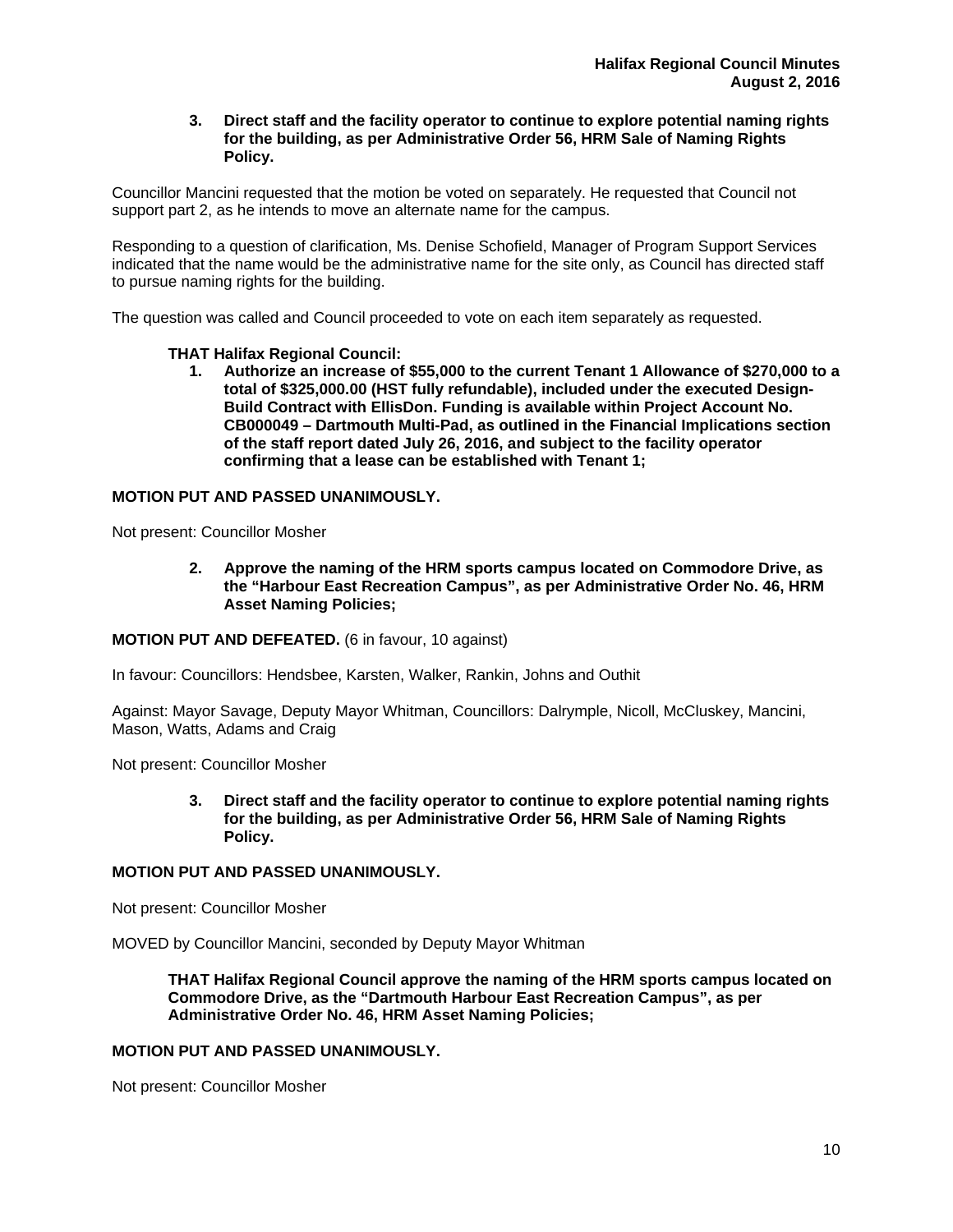**3. Direct staff and the facility operator to continue to explore potential naming rights for the building, as per Administrative Order 56, HRM Sale of Naming Rights Policy.**

Councillor Mancini requested that the motion be voted on separately. He requested that Council not support part 2, as he intends to move an alternate name for the campus.

Responding to a question of clarification, Ms. Denise Schofield, Manager of Program Support Services indicated that the name would be the administrative name for the site only, as Council has directed staff to pursue naming rights for the building.

The question was called and Council proceeded to vote on each item separately as requested.

**THAT Halifax Regional Council:**

**1. Authorize an increase of $55,000 to the current Tenant 1 Allowance of $270,000 to a total of $325,000.00 (HST fully refundable), included under the executed Design-Build Contract with EllisDon. Funding is available within Project Account No. CB000049 – Dartmouth Multi-Pad, as outlined in the Financial Implications section of the staff report dated July 26, 2016, and subject to the facility operator confirming that a lease can be established with Tenant 1;**

**MOTION PUT AND PASSED UNANIMOUSLY.**

Not present: Councillor Mosher

**2. Approve the naming of the HRM sports campus located on Commodore Drive, as the "Harbour East Recreation Campus", as per Administrative Order No. 46, HRM Asset Naming Policies;**

**MOTION PUT AND DEFEATED.** (6 in favour, 10 against)

In favour: Councillors: Hendsbee, Karsten, Walker, Rankin, Johns and Outhit

Against: Mayor Savage, Deputy Mayor Whitman, Councillors: Dalrymple, Nicoll, McCluskey, Mancini, Mason, Watts, Adams and Craig

Not present: Councillor Mosher

**3. Direct staff and the facility operator to continue to explore potential naming rights for the building, as per Administrative Order 56, HRM Sale of Naming Rights Policy.**

**MOTION PUT AND PASSED UNANIMOUSLY.**

Not present: Councillor Mosher

MOVED by Councillor Mancini, seconded by Deputy Mayor Whitman

**THAT Halifax Regional Council approve the naming of the HRM sports campus located on Commodore Drive, as the "Dartmouth Harbour East Recreation Campus", as per Administrative Order No. 46, HRM Asset Naming Policies;**

**MOTION PUT AND PASSED UNANIMOUSLY.**

Not present: Councillor Mosher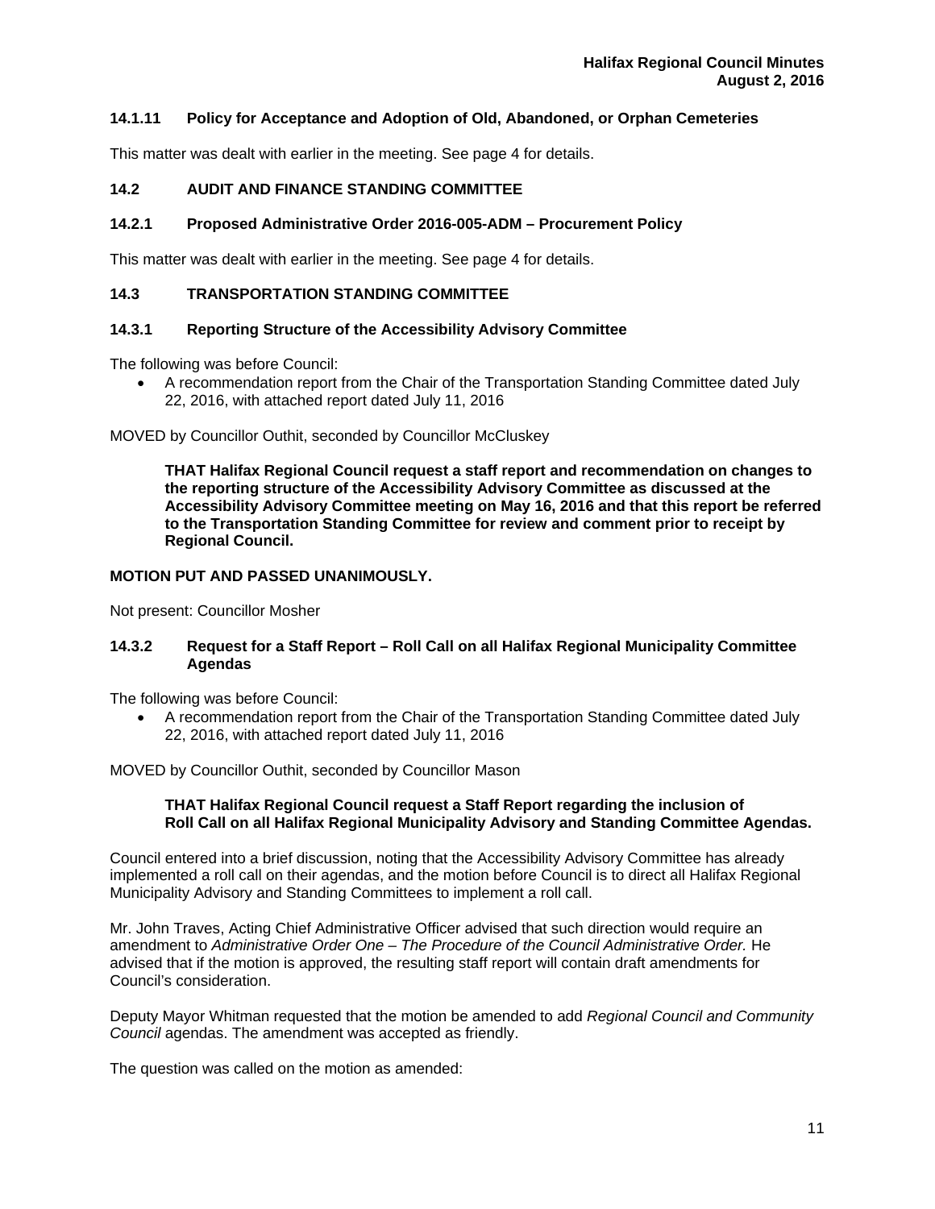### 14.1.11 Policy for Acceptance and Adoption of Old, Abandoned, or Orphan Cemeteries

This matter was dealt with earlier in the meeting. See page 4 for details.

## 14.2 AUDIT AND FINANCE STANDING COMMITTEE

### 14.2.1 Proposed Administrative Order 2016-005-ADM – Procurement Policy

This matter was dealt with earlier in the meeting. See page 4 for details.

## 14.3 TRANSPORTATION STANDING COMMITTEE

### 14.3.1 Reporting Structure of the Accessibility Advisory Committee

The following was before Council:

- A recommendation report from the Chair of the Transportation Standing Committee dated July 22, 2016, with attached report dated July 11, 2016

MOVED by Councillor Outhit, seconded by Councillor McCluskey

> **THAT Halifax Regional Council request a staff report and recommendation on changes to the reporting structure of the Accessibility Advisory Committee as discussed at the Accessibility Advisory Committee meeting on May 16, 2016 and that this report be referred to the Transportation Standing Committee for review and comment prior to receipt by Regional Council.**

**MOTION PUT AND PASSED UNANIMOUSLY.**

Not present: Councillor Mosher

### 14.3.2 Request for a Staff Report – Roll Call on all Halifax Regional Municipality Committee Agendas

The following was before Council:

- A recommendation report from the Chair of the Transportation Standing Committee dated July 22, 2016, with attached report dated July 11, 2016

MOVED by Councillor Outhit, seconded by Councillor Mason

> **THAT Halifax Regional Council request a Staff Report regarding the inclusion of Roll Call on all Halifax Regional Municipality Advisory and Standing Committee Agendas.**

Council entered into a brief discussion, noting that the Accessibility Advisory Committee has already implemented a roll call on their agendas, and the motion before Council is to direct all Halifax Regional Municipality Advisory and Standing Committees to implement a roll call.

Mr. John Traves, Acting Chief Administrative Officer advised that such direction would require an amendment to *Administrative Order One – The Procedure of the Council Administrative Order.* He advised that if the motion is approved, the resulting staff report will contain draft amendments for Council's consideration.

Deputy Mayor Whitman requested that the motion be amended to add *Regional Council and Community Council* agendas. The amendment was accepted as friendly.

The question was called on the motion as amended: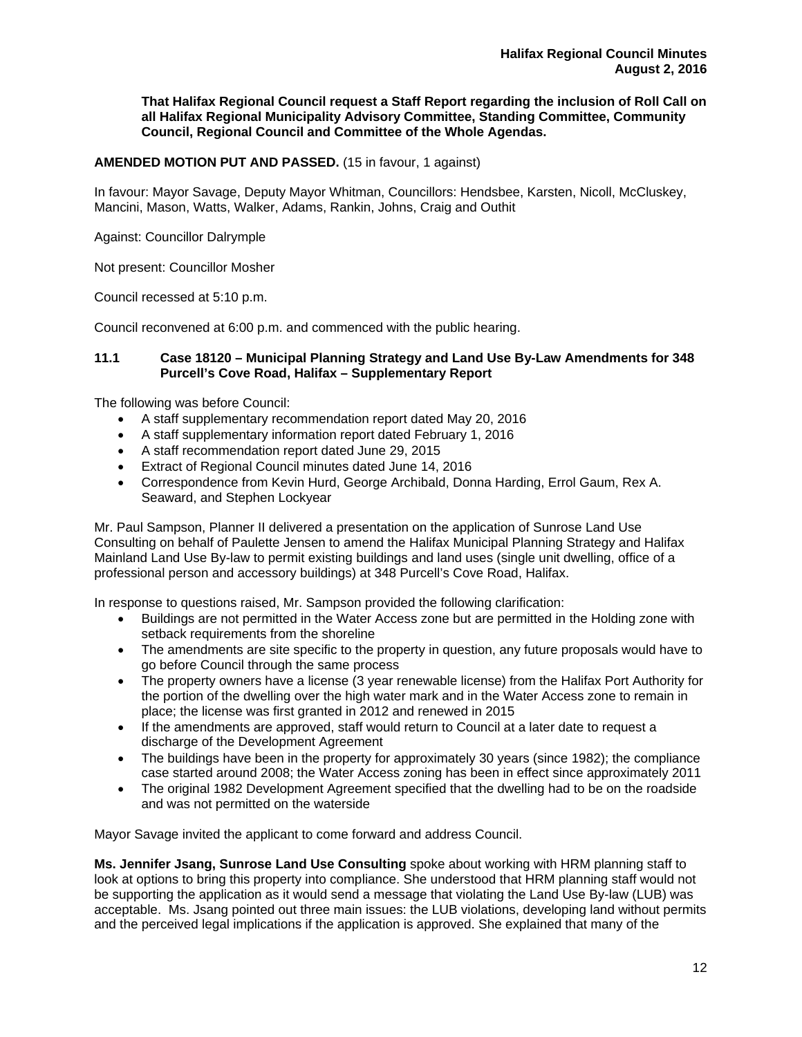**That Halifax Regional Council request a Staff Report regarding the inclusion of Roll Call on all Halifax Regional Municipality Advisory Committee, Standing Committee, Community Council, Regional Council and Committee of the Whole Agendas.**

**AMENDED MOTION PUT AND PASSED.** (15 in favour, 1 against)

In favour: Mayor Savage, Deputy Mayor Whitman, Councillors: Hendsbee, Karsten, Nicoll, McCluskey, Mancini, Mason, Watts, Walker, Adams, Rankin, Johns, Craig and Outhit

Against: Councillor Dalrymple

Not present: Councillor Mosher

Council recessed at 5:10 p.m.

Council reconvened at 6:00 p.m. and commenced with the public hearing.

### 11.1 Case 18120 – Municipal Planning Strategy and Land Use By-Law Amendments for 348 Purcell's Cove Road, Halifax – Supplementary Report

The following was before Council:

- A staff supplementary recommendation report dated May 20, 2016
- A staff supplementary information report dated February 1, 2016
- A staff recommendation report dated June 29, 2015
- Extract of Regional Council minutes dated June 14, 2016
- Correspondence from Kevin Hurd, George Archibald, Donna Harding, Errol Gaum, Rex A. Seaward, and Stephen Lockyear

Mr. Paul Sampson, Planner II delivered a presentation on the application of Sunrose Land Use Consulting on behalf of Paulette Jensen to amend the Halifax Municipal Planning Strategy and Halifax Mainland Land Use By-law to permit existing buildings and land uses (single unit dwelling, office of a professional person and accessory buildings) at 348 Purcell's Cove Road, Halifax.

In response to questions raised, Mr. Sampson provided the following clarification:

- Buildings are not permitted in the Water Access zone but are permitted in the Holding zone with setback requirements from the shoreline
- The amendments are site specific to the property in question, any future proposals would have to go before Council through the same process
- The property owners have a license (3 year renewable license) from the Halifax Port Authority for the portion of the dwelling over the high water mark and in the Water Access zone to remain in place; the license was first granted in 2012 and renewed in 2015
- If the amendments are approved, staff would return to Council at a later date to request a discharge of the Development Agreement
- The buildings have been in the property for approximately 30 years (since 1982); the compliance case started around 2008; the Water Access zoning has been in effect since approximately 2011
- The original 1982 Development Agreement specified that the dwelling had to be on the roadside and was not permitted on the waterside

Mayor Savage invited the applicant to come forward and address Council.

**Ms. Jennifer Jsang, Sunrose Land Use Consulting** spoke about working with HRM planning staff to look at options to bring this property into compliance. She understood that HRM planning staff would not be supporting the application as it would send a message that violating the Land Use By-law (LUB) was acceptable. Ms. Jsang pointed out three main issues: the LUB violations, developing land without permits and the perceived legal implications if the application is approved. She explained that many of the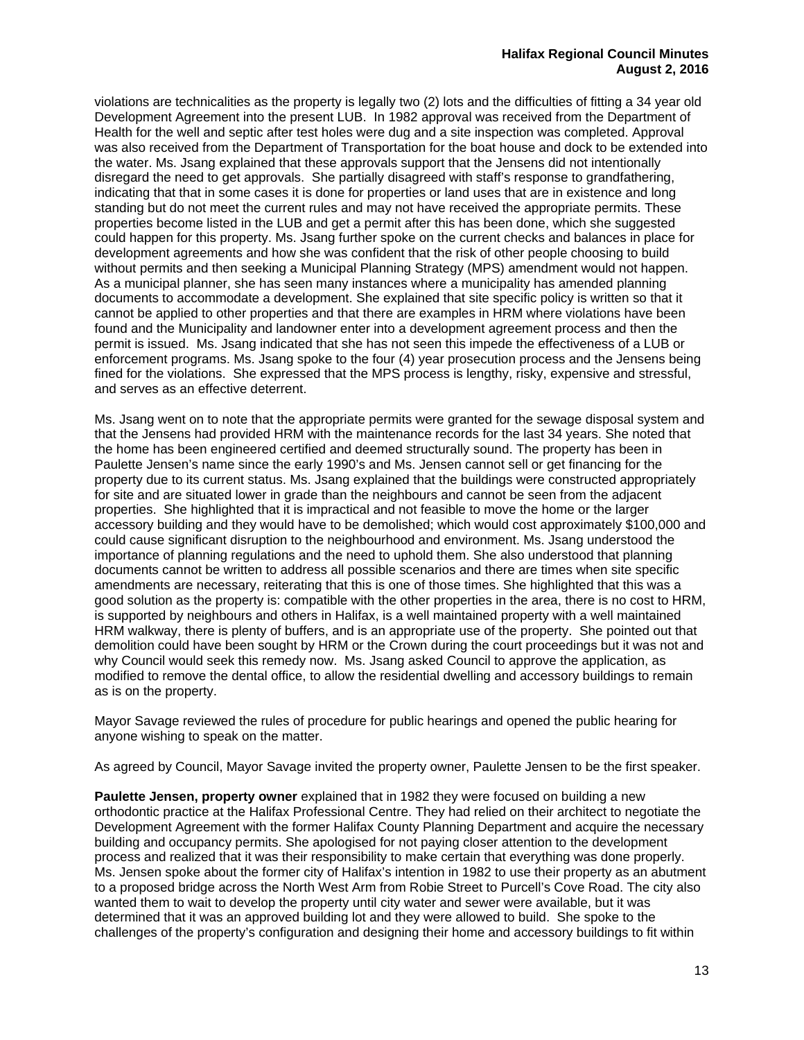violations are technicalities as the property is legally two (2) lots and the difficulties of fitting a 34 year old Development Agreement into the present LUB. In 1982 approval was received from the Department of Health for the well and septic after test holes were dug and a site inspection was completed. Approval was also received from the Department of Transportation for the boat house and dock to be extended into the water. Ms. Jsang explained that these approvals support that the Jensens did not intentionally disregard the need to get approvals. She partially disagreed with staff's response to grandfathering, indicating that that in some cases it is done for properties or land uses that are in existence and long standing but do not meet the current rules and may not have received the appropriate permits. These properties become listed in the LUB and get a permit after this has been done, which she suggested could happen for this property. Ms. Jsang further spoke on the current checks and balances in place for development agreements and how she was confident that the risk of other people choosing to build without permits and then seeking a Municipal Planning Strategy (MPS) amendment would not happen. As a municipal planner, she has seen many instances where a municipality has amended planning documents to accommodate a development. She explained that site specific policy is written so that it cannot be applied to other properties and that there are examples in HRM where violations have been found and the Municipality and landowner enter into a development agreement process and then the permit is issued. Ms. Jsang indicated that she has not seen this impede the effectiveness of a LUB or enforcement programs. Ms. Jsang spoke to the four (4) year prosecution process and the Jensens being fined for the violations. She expressed that the MPS process is lengthy, risky, expensive and stressful, and serves as an effective deterrent.

Ms. Jsang went on to note that the appropriate permits were granted for the sewage disposal system and that the Jensens had provided HRM with the maintenance records for the last 34 years. She noted that the home has been engineered certified and deemed structurally sound. The property has been in Paulette Jensen's name since the early 1990's and Ms. Jensen cannot sell or get financing for the property due to its current status. Ms. Jsang explained that the buildings were constructed appropriately for site and are situated lower in grade than the neighbours and cannot be seen from the adjacent properties. She highlighted that it is impractical and not feasible to move the home or the larger accessory building and they would have to be demolished; which would cost approximately $100,000 and could cause significant disruption to the neighbourhood and environment. Ms. Jsang understood the importance of planning regulations and the need to uphold them. She also understood that planning documents cannot be written to address all possible scenarios and there are times when site specific amendments are necessary, reiterating that this is one of those times. She highlighted that this was a good solution as the property is: compatible with the other properties in the area, there is no cost to HRM, is supported by neighbours and others in Halifax, is a well maintained property with a well maintained HRM walkway, there is plenty of buffers, and is an appropriate use of the property. She pointed out that demolition could have been sought by HRM or the Crown during the court proceedings but it was not and why Council would seek this remedy now. Ms. Jsang asked Council to approve the application, as modified to remove the dental office, to allow the residential dwelling and accessory buildings to remain as is on the property.

Mayor Savage reviewed the rules of procedure for public hearings and opened the public hearing for anyone wishing to speak on the matter.

As agreed by Council, Mayor Savage invited the property owner, Paulette Jensen to be the first speaker.

**Paulette Jensen, property owner** explained that in 1982 they were focused on building a new orthodontic practice at the Halifax Professional Centre. They had relied on their architect to negotiate the Development Agreement with the former Halifax County Planning Department and acquire the necessary building and occupancy permits. She apologised for not paying closer attention to the development process and realized that it was their responsibility to make certain that everything was done properly. Ms. Jensen spoke about the former city of Halifax's intention in 1982 to use their property as an abutment to a proposed bridge across the North West Arm from Robie Street to Purcell's Cove Road. The city also wanted them to wait to develop the property until city water and sewer were available, but it was determined that it was an approved building lot and they were allowed to build. She spoke to the challenges of the property's configuration and designing their home and accessory buildings to fit within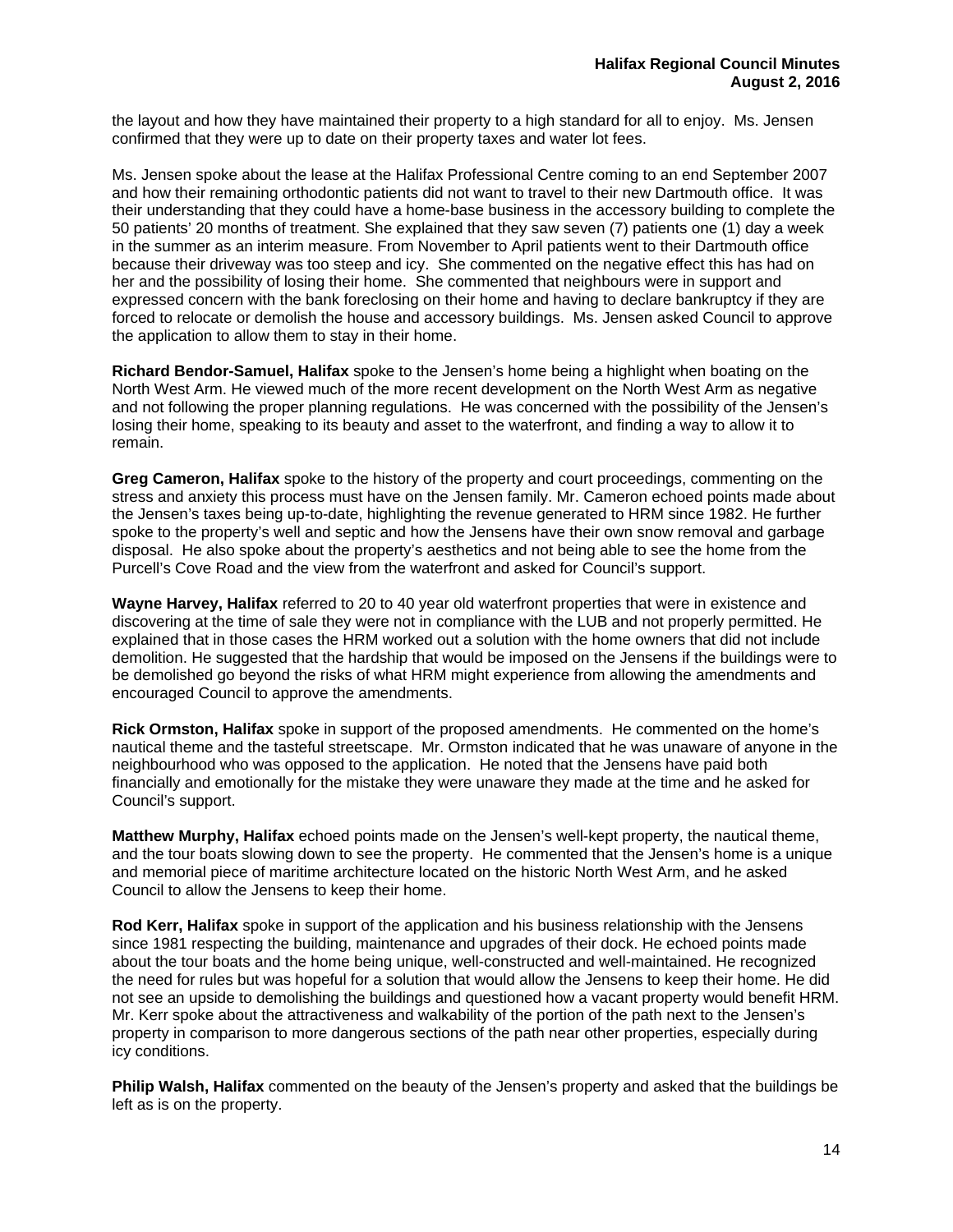the layout and how they have maintained their property to a high standard for all to enjoy. Ms. Jensen confirmed that they were up to date on their property taxes and water lot fees.

Ms. Jensen spoke about the lease at the Halifax Professional Centre coming to an end September 2007 and how their remaining orthodontic patients did not want to travel to their new Dartmouth office. It was their understanding that they could have a home-base business in the accessory building to complete the 50 patients' 20 months of treatment. She explained that they saw seven (7) patients one (1) day a week in the summer as an interim measure. From November to April patients went to their Dartmouth office because their driveway was too steep and icy. She commented on the negative effect this has had on her and the possibility of losing their home. She commented that neighbours were in support and expressed concern with the bank foreclosing on their home and having to declare bankruptcy if they are forced to relocate or demolish the house and accessory buildings. Ms. Jensen asked Council to approve the application to allow them to stay in their home.

**Richard Bendor-Samuel, Halifax** spoke to the Jensen's home being a highlight when boating on the North West Arm. He viewed much of the more recent development on the North West Arm as negative and not following the proper planning regulations. He was concerned with the possibility of the Jensen's losing their home, speaking to its beauty and asset to the waterfront, and finding a way to allow it to remain.

**Greg Cameron, Halifax** spoke to the history of the property and court proceedings, commenting on the stress and anxiety this process must have on the Jensen family. Mr. Cameron echoed points made about the Jensen's taxes being up-to-date, highlighting the revenue generated to HRM since 1982. He further spoke to the property's well and septic and how the Jensens have their own snow removal and garbage disposal. He also spoke about the property's aesthetics and not being able to see the home from the Purcell's Cove Road and the view from the waterfront and asked for Council's support.

**Wayne Harvey, Halifax** referred to 20 to 40 year old waterfront properties that were in existence and discovering at the time of sale they were not in compliance with the LUB and not properly permitted. He explained that in those cases the HRM worked out a solution with the home owners that did not include demolition. He suggested that the hardship that would be imposed on the Jensens if the buildings were to be demolished go beyond the risks of what HRM might experience from allowing the amendments and encouraged Council to approve the amendments.

**Rick Ormston, Halifax** spoke in support of the proposed amendments. He commented on the home's nautical theme and the tasteful streetscape. Mr. Ormston indicated that he was unaware of anyone in the neighbourhood who was opposed to the application. He noted that the Jensens have paid both financially and emotionally for the mistake they were unaware they made at the time and he asked for Council's support.

**Matthew Murphy, Halifax** echoed points made on the Jensen's well-kept property, the nautical theme, and the tour boats slowing down to see the property. He commented that the Jensen's home is a unique and memorial piece of maritime architecture located on the historic North West Arm, and he asked Council to allow the Jensens to keep their home.

**Rod Kerr, Halifax** spoke in support of the application and his business relationship with the Jensens since 1981 respecting the building, maintenance and upgrades of their dock. He echoed points made about the tour boats and the home being unique, well-constructed and well-maintained. He recognized the need for rules but was hopeful for a solution that would allow the Jensens to keep their home. He did not see an upside to demolishing the buildings and questioned how a vacant property would benefit HRM. Mr. Kerr spoke about the attractiveness and walkability of the portion of the path next to the Jensen's property in comparison to more dangerous sections of the path near other properties, especially during icy conditions.

**Philip Walsh, Halifax** commented on the beauty of the Jensen's property and asked that the buildings be left as is on the property.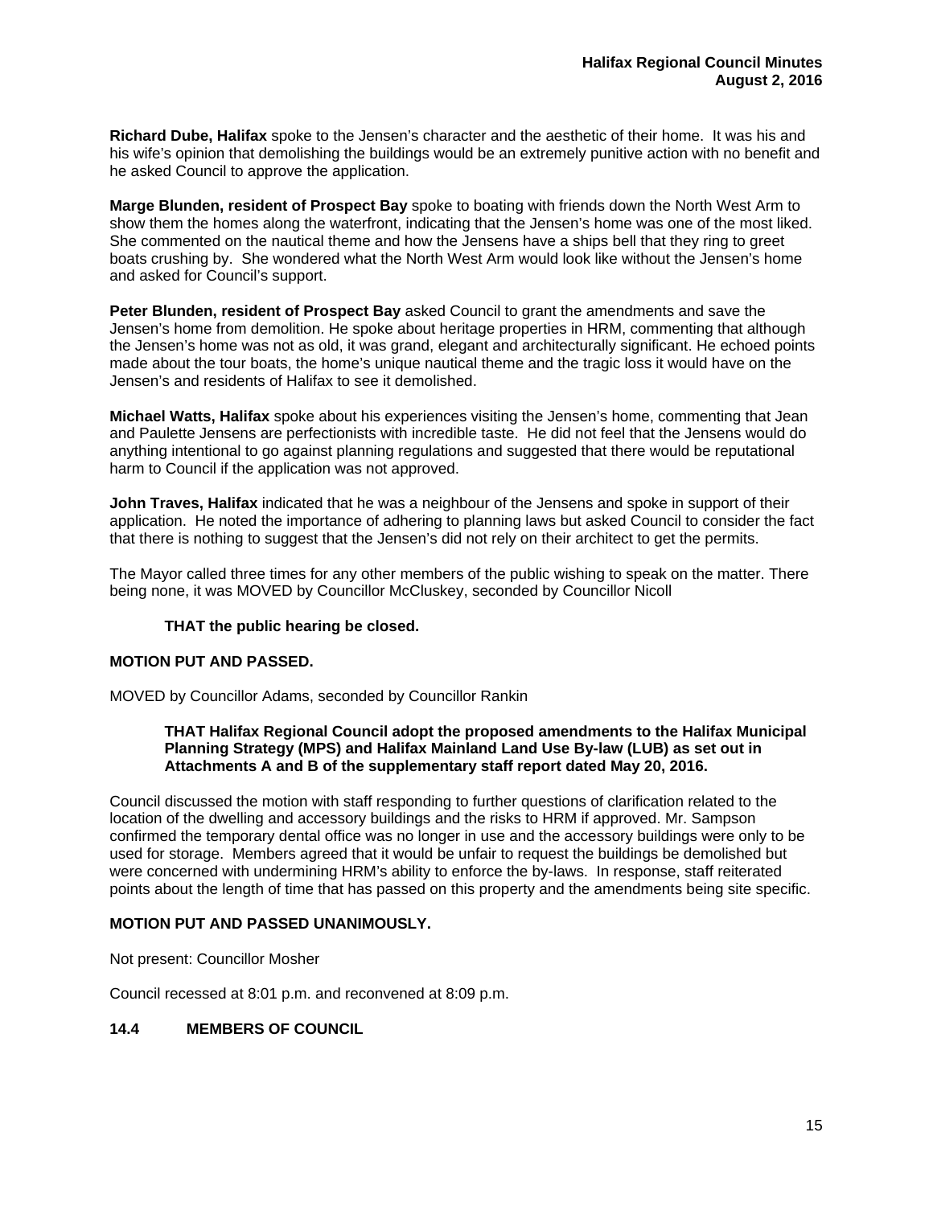**Richard Dube, Halifax** spoke to the Jensen's character and the aesthetic of their home. It was his and his wife's opinion that demolishing the buildings would be an extremely punitive action with no benefit and he asked Council to approve the application.

**Marge Blunden, resident of Prospect Bay** spoke to boating with friends down the North West Arm to show them the homes along the waterfront, indicating that the Jensen's home was one of the most liked. She commented on the nautical theme and how the Jensens have a ships bell that they ring to greet boats crushing by. She wondered what the North West Arm would look like without the Jensen's home and asked for Council's support.

**Peter Blunden, resident of Prospect Bay** asked Council to grant the amendments and save the Jensen's home from demolition. He spoke about heritage properties in HRM, commenting that although the Jensen's home was not as old, it was grand, elegant and architecturally significant. He echoed points made about the tour boats, the home's unique nautical theme and the tragic loss it would have on the Jensen's and residents of Halifax to see it demolished.

**Michael Watts, Halifax** spoke about his experiences visiting the Jensen's home, commenting that Jean and Paulette Jensens are perfectionists with incredible taste. He did not feel that the Jensens would do anything intentional to go against planning regulations and suggested that there would be reputational harm to Council if the application was not approved.

**John Traves, Halifax** indicated that he was a neighbour of the Jensens and spoke in support of their application. He noted the importance of adhering to planning laws but asked Council to consider the fact that there is nothing to suggest that the Jensen's did not rely on their architect to get the permits.

The Mayor called three times for any other members of the public wishing to speak on the matter. There being none, it was MOVED by Councillor McCluskey, seconded by Councillor Nicoll

> **THAT the public hearing be closed.**

**MOTION PUT AND PASSED.**

MOVED by Councillor Adams, seconded by Councillor Rankin

> **THAT Halifax Regional Council adopt the proposed amendments to the Halifax Municipal Planning Strategy (MPS) and Halifax Mainland Land Use By-law (LUB) as set out in Attachments A and B of the supplementary staff report dated May 20, 2016.**

Council discussed the motion with staff responding to further questions of clarification related to the location of the dwelling and accessory buildings and the risks to HRM if approved. Mr. Sampson confirmed the temporary dental office was no longer in use and the accessory buildings were only to be used for storage. Members agreed that it would be unfair to request the buildings be demolished but were concerned with undermining HRM's ability to enforce the by-laws. In response, staff reiterated points about the length of time that has passed on this property and the amendments being site specific.

**MOTION PUT AND PASSED UNANIMOUSLY.**

Not present: Councillor Mosher

Council recessed at 8:01 p.m. and reconvened at 8:09 p.m.

## 14.4 MEMBERS OF COUNCIL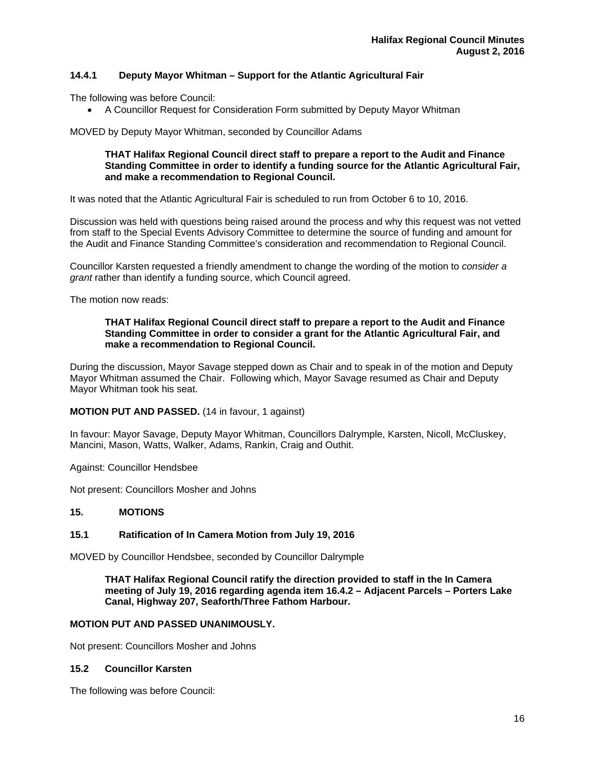### 14.4.1 Deputy Mayor Whitman – Support for the Atlantic Agricultural Fair

The following was before Council:

- A Councillor Request for Consideration Form submitted by Deputy Mayor Whitman

MOVED by Deputy Mayor Whitman, seconded by Councillor Adams

> **THAT Halifax Regional Council direct staff to prepare a report to the Audit and Finance Standing Committee in order to identify a funding source for the Atlantic Agricultural Fair, and make a recommendation to Regional Council.**

It was noted that the Atlantic Agricultural Fair is scheduled to run from October 6 to 10, 2016.

Discussion was held with questions being raised around the process and why this request was not vetted from staff to the Special Events Advisory Committee to determine the source of funding and amount for the Audit and Finance Standing Committee's consideration and recommendation to Regional Council.

Councillor Karsten requested a friendly amendment to change the wording of the motion to *consider a grant* rather than identify a funding source, which Council agreed.

The motion now reads:

> **THAT Halifax Regional Council direct staff to prepare a report to the Audit and Finance Standing Committee in order to consider a grant for the Atlantic Agricultural Fair, and make a recommendation to Regional Council.**

During the discussion, Mayor Savage stepped down as Chair and to speak in of the motion and Deputy Mayor Whitman assumed the Chair. Following which, Mayor Savage resumed as Chair and Deputy Mayor Whitman took his seat.

**MOTION PUT AND PASSED.** (14 in favour, 1 against)

In favour: Mayor Savage, Deputy Mayor Whitman, Councillors Dalrymple, Karsten, Nicoll, McCluskey, Mancini, Mason, Watts, Walker, Adams, Rankin, Craig and Outhit.

Against: Councillor Hendsbee

Not present: Councillors Mosher and Johns

## 15. MOTIONS

### 15.1 Ratification of In Camera Motion from July 19, 2016

MOVED by Councillor Hendsbee, seconded by Councillor Dalrymple

> **THAT Halifax Regional Council ratify the direction provided to staff in the In Camera meeting of July 19, 2016 regarding agenda item 16.4.2 – Adjacent Parcels – Porters Lake Canal, Highway 207, Seaforth/Three Fathom Harbour.**

**MOTION PUT AND PASSED UNANIMOUSLY.**

Not present: Councillors Mosher and Johns

### 15.2 Councillor Karsten

The following was before Council: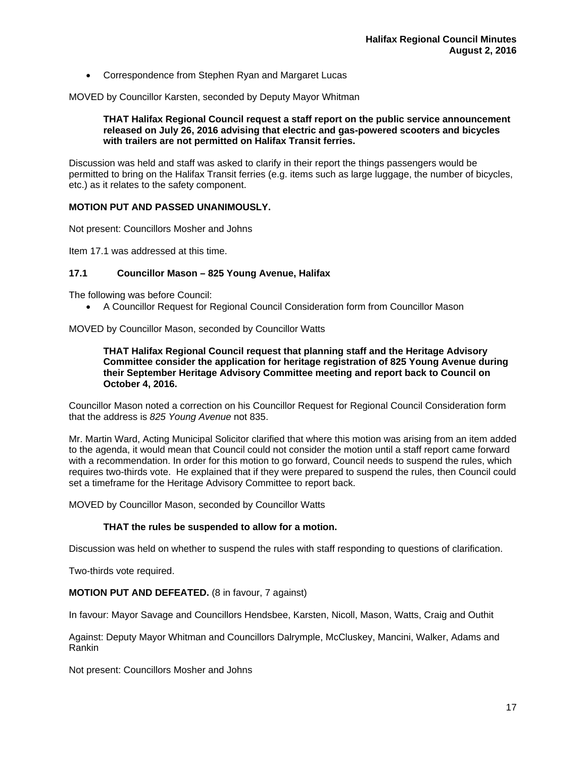- Correspondence from Stephen Ryan and Margaret Lucas

MOVED by Councillor Karsten, seconded by Deputy Mayor Whitman

> **THAT Halifax Regional Council request a staff report on the public service announcement released on July 26, 2016 advising that electric and gas-powered scooters and bicycles with trailers are not permitted on Halifax Transit ferries.**

Discussion was held and staff was asked to clarify in their report the things passengers would be permitted to bring on the Halifax Transit ferries (e.g. items such as large luggage, the number of bicycles, etc.) as it relates to the safety component.

**MOTION PUT AND PASSED UNANIMOUSLY.**

Not present: Councillors Mosher and Johns

Item 17.1 was addressed at this time.

### 17.1 Councillor Mason – 825 Young Avenue, Halifax

The following was before Council:

- A Councillor Request for Regional Council Consideration form from Councillor Mason

MOVED by Councillor Mason, seconded by Councillor Watts

> **THAT Halifax Regional Council request that planning staff and the Heritage Advisory Committee consider the application for heritage registration of 825 Young Avenue during their September Heritage Advisory Committee meeting and report back to Council on October 4, 2016.**

Councillor Mason noted a correction on his Councillor Request for Regional Council Consideration form that the address is *825 Young Avenue* not 835.

Mr. Martin Ward, Acting Municipal Solicitor clarified that where this motion was arising from an item added to the agenda, it would mean that Council could not consider the motion until a staff report came forward with a recommendation. In order for this motion to go forward, Council needs to suspend the rules, which requires two-thirds vote. He explained that if they were prepared to suspend the rules, then Council could set a timeframe for the Heritage Advisory Committee to report back.

MOVED by Councillor Mason, seconded by Councillor Watts

> **THAT the rules be suspended to allow for a motion.**

Discussion was held on whether to suspend the rules with staff responding to questions of clarification.

Two-thirds vote required.

**MOTION PUT AND DEFEATED.** (8 in favour, 7 against)

In favour: Mayor Savage and Councillors Hendsbee, Karsten, Nicoll, Mason, Watts, Craig and Outhit

Against: Deputy Mayor Whitman and Councillors Dalrymple, McCluskey, Mancini, Walker, Adams and Rankin

Not present: Councillors Mosher and Johns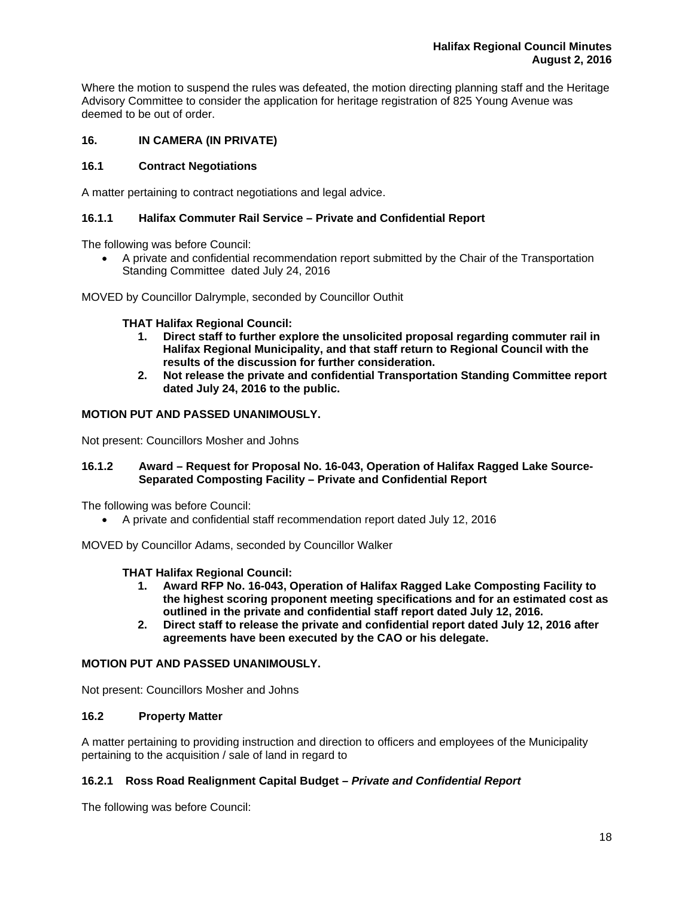Where the motion to suspend the rules was defeated, the motion directing planning staff and the Heritage Advisory Committee to consider the application for heritage registration of 825 Young Avenue was deemed to be out of order.

## 16. IN CAMERA (IN PRIVATE)

### 16.1 Contract Negotiations

A matter pertaining to contract negotiations and legal advice.

#### 16.1.1 Halifax Commuter Rail Service – Private and Confidential Report

The following was before Council:

- A private and confidential recommendation report submitted by the Chair of the Transportation Standing Committee dated July 24, 2016

MOVED by Councillor Dalrymple, seconded by Councillor Outhit

**THAT Halifax Regional Council:**

1. **Direct staff to further explore the unsolicited proposal regarding commuter rail in Halifax Regional Municipality, and that staff return to Regional Council with the results of the discussion for further consideration.**
2. **Not release the private and confidential Transportation Standing Committee report dated July 24, 2016 to the public.**

**MOTION PUT AND PASSED UNANIMOUSLY.**

Not present: Councillors Mosher and Johns

#### 16.1.2 Award – Request for Proposal No. 16-043, Operation of Halifax Ragged Lake Source-Separated Composting Facility – Private and Confidential Report

The following was before Council:

- A private and confidential staff recommendation report dated July 12, 2016

MOVED by Councillor Adams, seconded by Councillor Walker

**THAT Halifax Regional Council:**

1. **Award RFP No. 16-043, Operation of Halifax Ragged Lake Composting Facility to the highest scoring proponent meeting specifications and for an estimated cost as outlined in the private and confidential staff report dated July 12, 2016.**
2. **Direct staff to release the private and confidential report dated July 12, 2016 after agreements have been executed by the CAO or his delegate.**

**MOTION PUT AND PASSED UNANIMOUSLY.**

Not present: Councillors Mosher and Johns

### 16.2 Property Matter

A matter pertaining to providing instruction and direction to officers and employees of the Municipality pertaining to the acquisition / sale of land in regard to

#### 16.2.1 Ross Road Realignment Capital Budget – *Private and Confidential Report*

The following was before Council: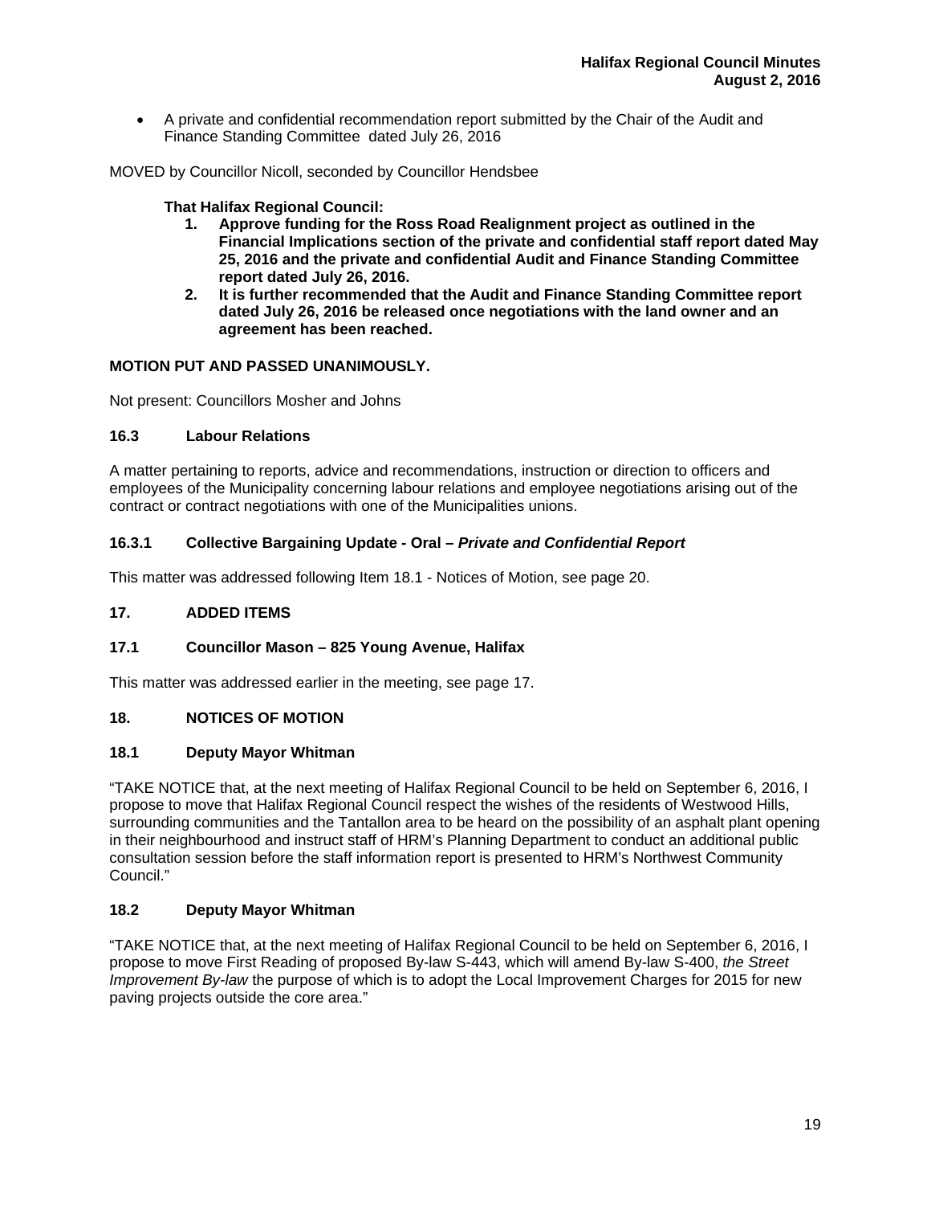- A private and confidential recommendation report submitted by the Chair of the Audit and Finance Standing Committee dated July 26, 2016

MOVED by Councillor Nicoll, seconded by Councillor Hendsbee

**That Halifax Regional Council:**

1. **Approve funding for the Ross Road Realignment project as outlined in the Financial Implications section of the private and confidential staff report dated May 25, 2016 and the private and confidential Audit and Finance Standing Committee report dated July 26, 2016.**
2. **It is further recommended that the Audit and Finance Standing Committee report dated July 26, 2016 be released once negotiations with the land owner and an agreement has been reached.**

**MOTION PUT AND PASSED UNANIMOUSLY.**

Not present: Councillors Mosher and Johns

### 16.3 Labour Relations

A matter pertaining to reports, advice and recommendations, instruction or direction to officers and employees of the Municipality concerning labour relations and employee negotiations arising out of the contract or contract negotiations with one of the Municipalities unions.

### 16.3.1 Collective Bargaining Update - Oral – *Private and Confidential Report*

This matter was addressed following Item 18.1 - Notices of Motion, see page 20.

## 17. ADDED ITEMS

### 17.1 Councillor Mason – 825 Young Avenue, Halifax

This matter was addressed earlier in the meeting, see page 17.

## 18. NOTICES OF MOTION

### 18.1 Deputy Mayor Whitman

"TAKE NOTICE that, at the next meeting of Halifax Regional Council to be held on September 6, 2016, I propose to move that Halifax Regional Council respect the wishes of the residents of Westwood Hills, surrounding communities and the Tantallon area to be heard on the possibility of an asphalt plant opening in their neighbourhood and instruct staff of HRM's Planning Department to conduct an additional public consultation session before the staff information report is presented to HRM's Northwest Community Council."

### 18.2 Deputy Mayor Whitman

"TAKE NOTICE that, at the next meeting of Halifax Regional Council to be held on September 6, 2016, I propose to move First Reading of proposed By-law S-443, which will amend By-law S-400, *the Street Improvement By-law* the purpose of which is to adopt the Local Improvement Charges for 2015 for new paving projects outside the core area."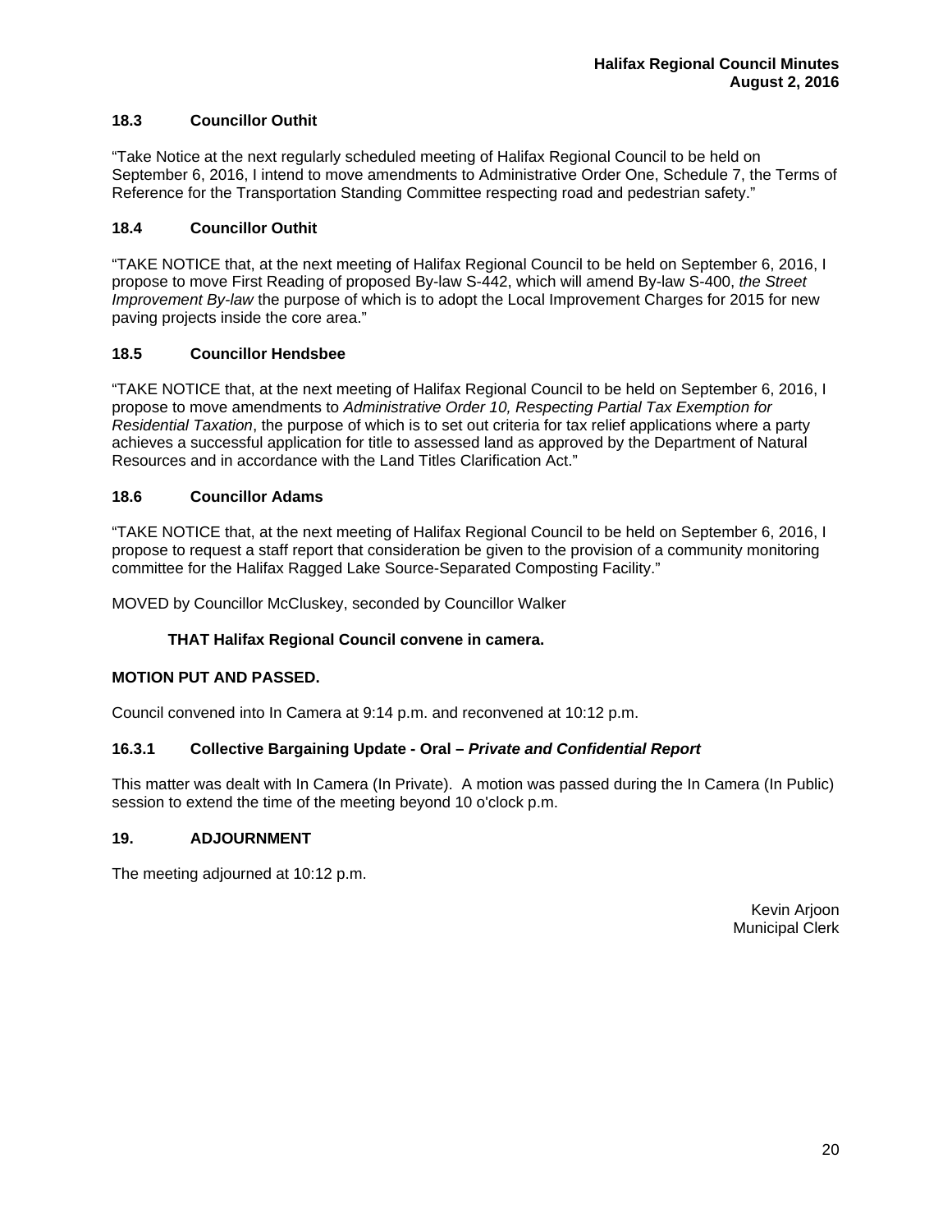### 18.3 Councillor Outhit

"Take Notice at the next regularly scheduled meeting of Halifax Regional Council to be held on September 6, 2016, I intend to move amendments to Administrative Order One, Schedule 7, the Terms of Reference for the Transportation Standing Committee respecting road and pedestrian safety."

### 18.4 Councillor Outhit

"TAKE NOTICE that, at the next meeting of Halifax Regional Council to be held on September 6, 2016, I propose to move First Reading of proposed By-law S-442, which will amend By-law S-400, *the Street Improvement By-law* the purpose of which is to adopt the Local Improvement Charges for 2015 for new paving projects inside the core area."

### 18.5 Councillor Hendsbee

"TAKE NOTICE that, at the next meeting of Halifax Regional Council to be held on September 6, 2016, I propose to move amendments to *Administrative Order 10, Respecting Partial Tax Exemption for Residential Taxation*, the purpose of which is to set out criteria for tax relief applications where a party achieves a successful application for title to assessed land as approved by the Department of Natural Resources and in accordance with the Land Titles Clarification Act."

### 18.6 Councillor Adams

"TAKE NOTICE that, at the next meeting of Halifax Regional Council to be held on September 6, 2016, I propose to request a staff report that consideration be given to the provision of a community monitoring committee for the Halifax Ragged Lake Source-Separated Composting Facility."

MOVED by Councillor McCluskey, seconded by Councillor Walker

**THAT Halifax Regional Council convene in camera.**

**MOTION PUT AND PASSED.**

Council convened into In Camera at 9:14 p.m. and reconvened at 10:12 p.m.

### 16.3.1 Collective Bargaining Update - Oral – *Private and Confidential Report*

This matter was dealt with In Camera (In Private). A motion was passed during the In Camera (In Public) session to extend the time of the meeting beyond 10 o'clock p.m.

## 19. ADJOURNMENT

The meeting adjourned at 10:12 p.m.

Kevin Arjoon
Municipal Clerk